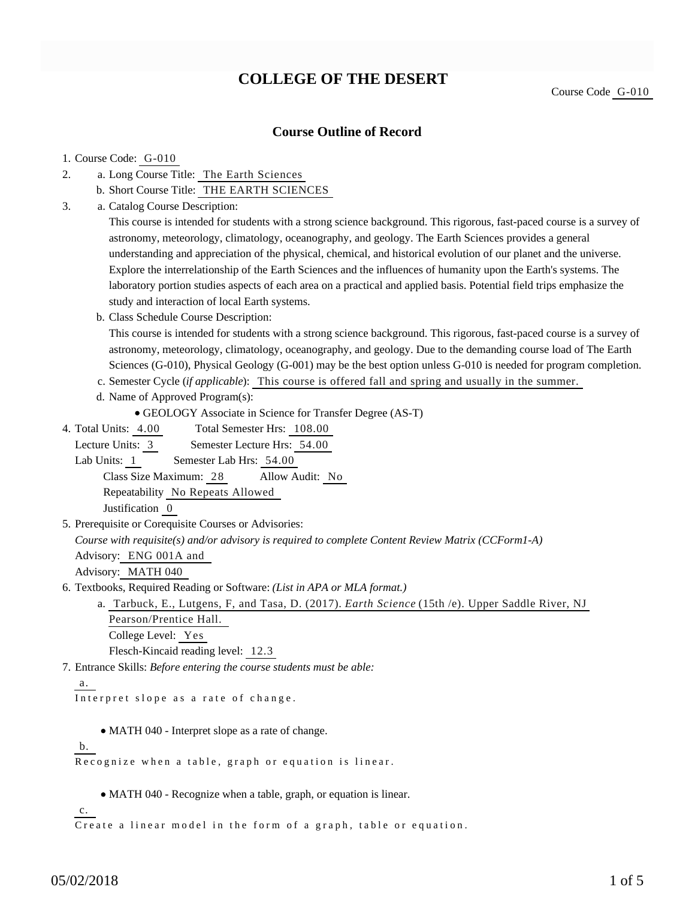# COLLEGE OF THE DESERT

Course Code G-010

## Course Outline of Record

1. Course Code: G-010
2. a. Long Course Title: The Earth Sciences
   b. Short Course Title: THE EARTH SCIENCES
3. a. Catalog Course Description:
   This course is intended for students with a strong science background. This rigorous, fast-paced course is a survey of astronomy, meteorology, climatology, oceanography, and geology. The Earth Sciences provides a general understanding and appreciation of the physical, chemical, and historical evolution of our planet and the universe. Explore the interrelationship of the Earth Sciences and the influences of humanity upon the Earth's systems. The laboratory portion studies aspects of each area on a practical and applied basis. Potential field trips emphasize the study and interaction of local Earth systems.
   b. Class Schedule Course Description:
   This course is intended for students with a strong science background. This rigorous, fast-paced course is a survey of astronomy, meteorology, climatology, oceanography, and geology. Due to the demanding course load of The Earth Sciences (G-010), Physical Geology (G-001) may be the best option unless G-010 is needed for program completion.
   c. Semester Cycle (*if applicable*): This course is offered fall and spring and usually in the summer.
   d. Name of Approved Program(s):
      - GEOLOGY Associate in Science for Transfer Degree (AS-T)
4. Total Units: 4.00 Total Semester Hrs: 108.00
   Lecture Units: 3 Semester Lecture Hrs: 54.00
   Lab Units: 1 Semester Lab Hrs: 54.00
   Class Size Maximum: 28 Allow Audit: No
   Repeatability No Repeats Allowed
   Justification 0
5. Prerequisite or Corequisite Courses or Advisories:
   *Course with requisite(s) and/or advisory is required to complete Content Review Matrix (CCForm1-A)*
   Advisory: ENG 001A and
   Advisory: MATH 040
6. Textbooks, Required Reading or Software: *(List in APA or MLA format.)*
   a. Tarbuck, E., Lutgens, F, and Tasa, D. (2017). *Earth Science* (15th /e). Upper Saddle River, NJ Pearson/Prentice Hall.
      College Level: Yes
      Flesch-Kincaid reading level: 12.3
7. Entrance Skills: *Before entering the course students must be able:*

   a.
   Interpret slope as a rate of change.
   - MATH 040 - Interpret slope as a rate of change.

   b.
   Recognize when a table, graph or equation is linear.
   - MATH 040 - Recognize when a table, graph, or equation is linear.

   c.
   Create a linear model in the form of a graph, table or equation.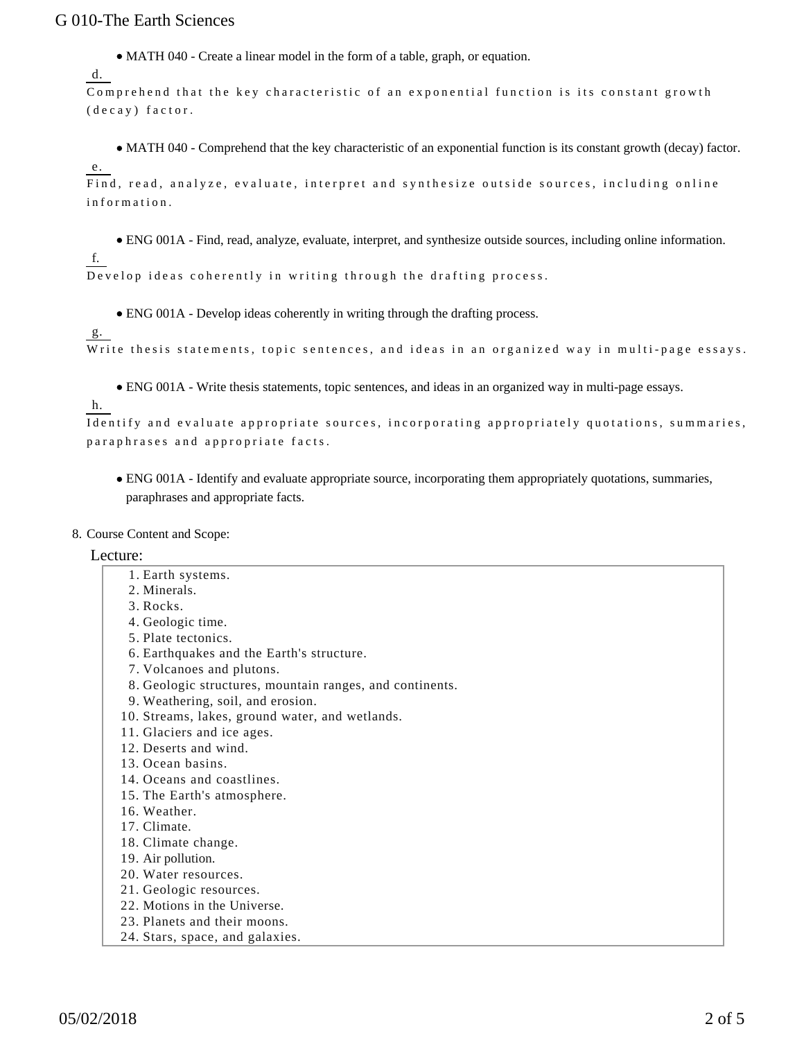- MATH 040 - Create a linear model in the form of a table, graph, or equation.

d. Comprehend that the key characteristic of an exponential function is its constant growth (decay) factor.

- MATH 040 - Comprehend that the key characteristic of an exponential function is its constant growth (decay) factor.

e. Find, read, analyze, evaluate, interpret and synthesize outside sources, including online information.

- ENG 001A - Find, read, analyze, evaluate, interpret, and synthesize outside sources, including online information.

f. Develop ideas coherently in writing through the drafting process.

- ENG 001A - Develop ideas coherently in writing through the drafting process.

g. Write thesis statements, topic sentences, and ideas in an organized way in multi-page essays.

- ENG 001A - Write thesis statements, topic sentences, and ideas in an organized way in multi-page essays.

h. Identify and evaluate appropriate sources, incorporating appropriately quotations, summaries, paraphrases and appropriate facts.

- ENG 001A - Identify and evaluate appropriate source, incorporating them appropriately quotations, summaries, paraphrases and appropriate facts.

8. Course Content and Scope:

Lecture:

1. Earth systems.
2. Minerals.
3. Rocks.
4. Geologic time.
5. Plate tectonics.
6. Earthquakes and the Earth's structure.
7. Volcanoes and plutons.
8. Geologic structures, mountain ranges, and continents.
9. Weathering, soil, and erosion.
10. Streams, lakes, ground water, and wetlands.
11. Glaciers and ice ages.
12. Deserts and wind.
13. Ocean basins.
14. Oceans and coastlines.
15. The Earth's atmosphere.
16. Weather.
17. Climate.
18. Climate change.
19. Air pollution.
20. Water resources.
21. Geologic resources.
22. Motions in the Universe.
23. Planets and their moons.
24. Stars, space, and galaxies.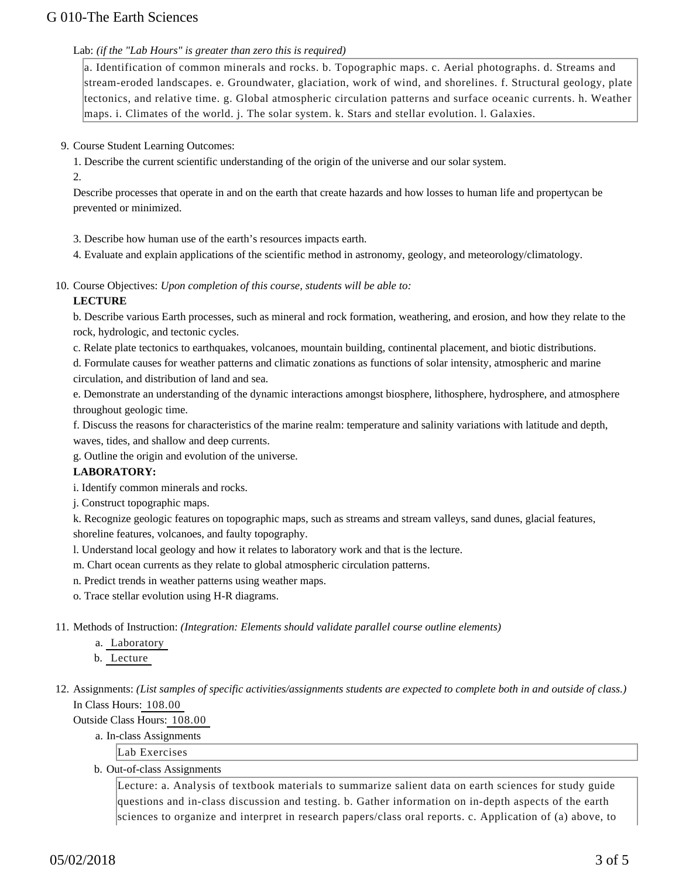Lab: *(if the "Lab Hours" is greater than zero this is required)*

a. Identification of common minerals and rocks. b. Topographic maps. c. Aerial photographs. d. Streams and stream-eroded landscapes. e. Groundwater, glaciation, work of wind, and shorelines. f. Structural geology, plate tectonics, and relative time. g. Global atmospheric circulation patterns and surface oceanic currents. h. Weather maps. i. Climates of the world. j. The solar system. k. Stars and stellar evolution. l. Galaxies.

9. Course Student Learning Outcomes:

1. Describe the current scientific understanding of the origin of the universe and our solar system.

2. Describe processes that operate in and on the earth that create hazards and how losses to human life and propertycan be prevented or minimized.

3. Describe how human use of the earth's resources impacts earth.

4. Evaluate and explain applications of the scientific method in astronomy, geology, and meteorology/climatology.

10. Course Objectives: *Upon completion of this course, students will be able to:*

**LECTURE**

b. Describe various Earth processes, such as mineral and rock formation, weathering, and erosion, and how they relate to the rock, hydrologic, and tectonic cycles.

c. Relate plate tectonics to earthquakes, volcanoes, mountain building, continental placement, and biotic distributions.

d. Formulate causes for weather patterns and climatic zonations as functions of solar intensity, atmospheric and marine circulation, and distribution of land and sea.

e. Demonstrate an understanding of the dynamic interactions amongst biosphere, lithosphere, hydrosphere, and atmosphere throughout geologic time.

f. Discuss the reasons for characteristics of the marine realm: temperature and salinity variations with latitude and depth, waves, tides, and shallow and deep currents.

g. Outline the origin and evolution of the universe.

**LABORATORY:**

i. Identify common minerals and rocks.

j. Construct topographic maps.

k. Recognize geologic features on topographic maps, such as streams and stream valleys, sand dunes, glacial features, shoreline features, volcanoes, and faulty topography.

l. Understand local geology and how it relates to laboratory work and that is the lecture.

m. Chart ocean currents as they relate to global atmospheric circulation patterns.

n. Predict trends in weather patterns using weather maps.

o. Trace stellar evolution using H-R diagrams.

11. Methods of Instruction: *(Integration: Elements should validate parallel course outline elements)*

    a. Laboratory
    b. Lecture

12. Assignments: *(List samples of specific activities/assignments students are expected to complete both in and outside of class.)*

In Class Hours: 108.00

Outside Class Hours: 108.00

a. In-class Assignments

Lab Exercises

b. Out-of-class Assignments

Lecture: a. Analysis of textbook materials to summarize salient data on earth sciences for study guide questions and in-class discussion and testing. b. Gather information on in-depth aspects of the earth sciences to organize and interpret in research papers/class oral reports. c. Application of (a) above, to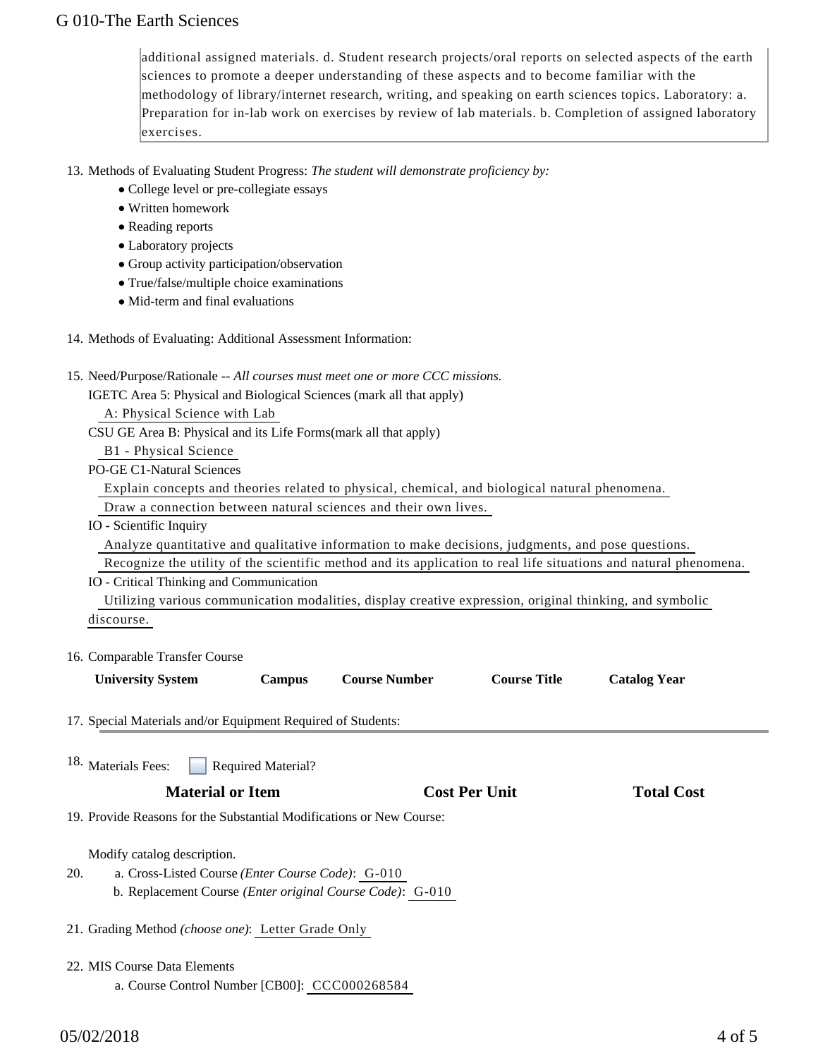additional assigned materials. d. Student research projects/oral reports on selected aspects of the earth sciences to promote a deeper understanding of these aspects and to become familiar with the methodology of library/internet research, writing, and speaking on earth sciences topics. Laboratory: a. Preparation for in-lab work on exercises by review of lab materials. b. Completion of assigned laboratory exercises.

13. Methods of Evaluating Student Progress: *The student will demonstrate proficiency by:*
    - College level or pre-collegiate essays
    - Written homework
    - Reading reports
    - Laboratory projects
    - Group activity participation/observation
    - True/false/multiple choice examinations
    - Mid-term and final evaluations

14. Methods of Evaluating: Additional Assessment Information:

15. Need/Purpose/Rationale -- *All courses must meet one or more CCC missions.*

    IGETC Area 5: Physical and Biological Sciences (mark all that apply)

    A: Physical Science with Lab

    CSU GE Area B: Physical and its Life Forms(mark all that apply)

    B1 - Physical Science

    PO-GE C1-Natural Sciences

    Explain concepts and theories related to physical, chemical, and biological natural phenomena.

    Draw a connection between natural sciences and their own lives.

    IO - Scientific Inquiry

    Analyze quantitative and qualitative information to make decisions, judgments, and pose questions.

    Recognize the utility of the scientific method and its application to real life situations and natural phenomena.

    IO - Critical Thinking and Communication

    Utilizing various communication modalities, display creative expression, original thinking, and symbolic discourse.

16. Comparable Transfer Course

| University System | Campus | Course Number | Course Title | Catalog Year |
|---|---|---|---|---|

17. Special Materials and/or Equipment Required of Students:

18. Materials Fees: ☐ Required Material?

| Material or Item | Cost Per Unit | Total Cost |
|---|---|---|

19. Provide Reasons for the Substantial Modifications or New Course:

    Modify catalog description.

20. a. Cross-Listed Course *(Enter Course Code)*: G-010

    b. Replacement Course *(Enter original Course Code)*: G-010

21. Grading Method *(choose one)*: Letter Grade Only

22. MIS Course Data Elements

    a. Course Control Number [CB00]: CCC000268584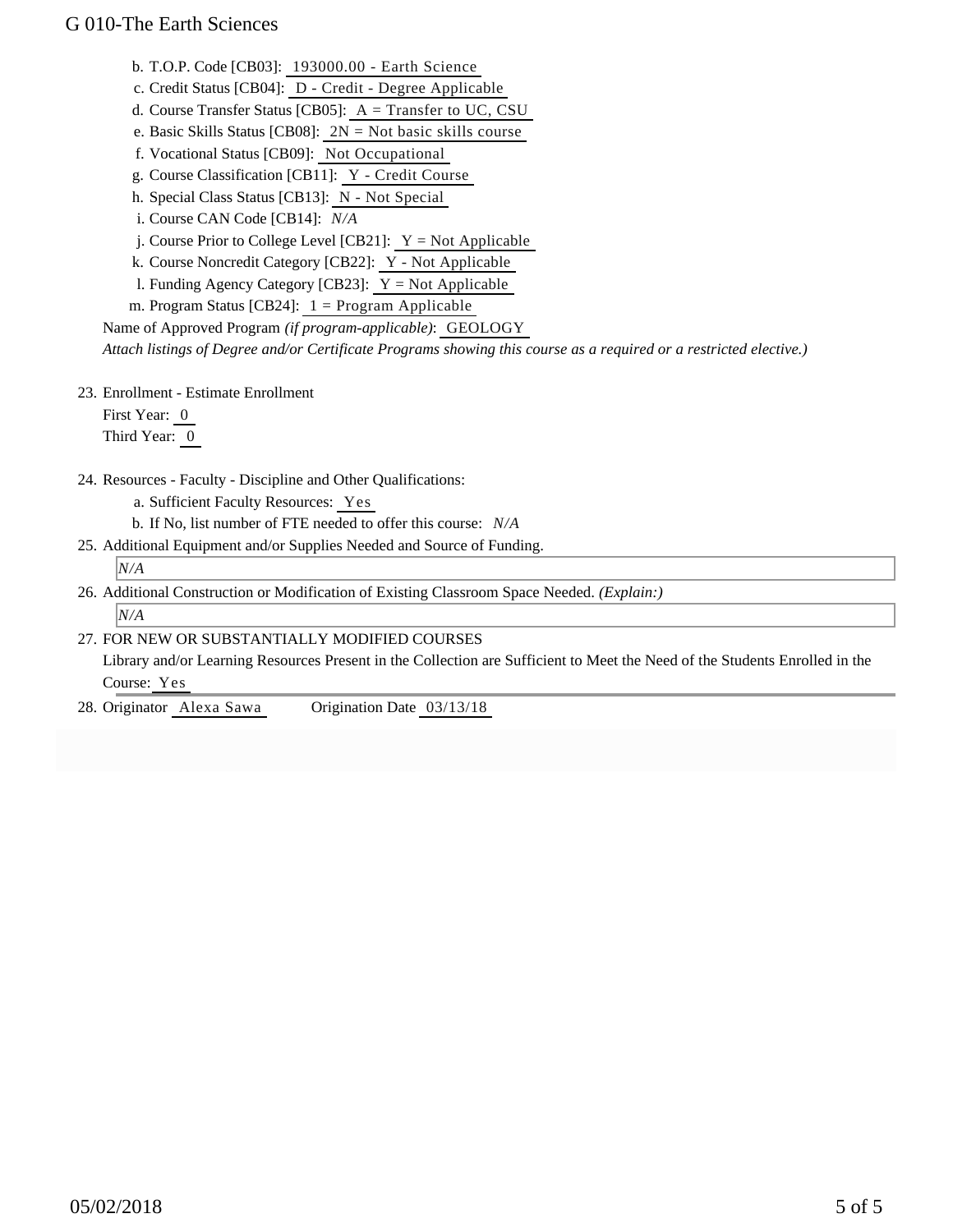b. T.O.P. Code [CB03]: 193000.00 - Earth Science
c. Credit Status [CB04]: D - Credit - Degree Applicable
d. Course Transfer Status [CB05]: A = Transfer to UC, CSU
e. Basic Skills Status [CB08]: 2N = Not basic skills course
f. Vocational Status [CB09]: Not Occupational
g. Course Classification [CB11]: Y - Credit Course
h. Special Class Status [CB13]: N - Not Special
i. Course CAN Code [CB14]: *N/A*
j. Course Prior to College Level [CB21]: Y = Not Applicable
k. Course Noncredit Category [CB22]: Y - Not Applicable
l. Funding Agency Category [CB23]: Y = Not Applicable
m. Program Status [CB24]: 1 = Program Applicable

Name of Approved Program *(if program-applicable)*: GEOLOGY

*Attach listings of Degree and/or Certificate Programs showing this course as a required or a restricted elective.)*

23. Enrollment - Estimate Enrollment
    First Year: 0
    Third Year: 0

24. Resources - Faculty - Discipline and Other Qualifications:
    a. Sufficient Faculty Resources: Yes
    b. If No, list number of FTE needed to offer this course: *N/A*

25. Additional Equipment and/or Supplies Needed and Source of Funding.
    *N/A*

26. Additional Construction or Modification of Existing Classroom Space Needed. *(Explain:)*
    *N/A*

27. FOR NEW OR SUBSTANTIALLY MODIFIED COURSES
    Library and/or Learning Resources Present in the Collection are Sufficient to Meet the Need of the Students Enrolled in the Course: Yes

28. Originator Alexa Sawa  Origination Date 03/13/18